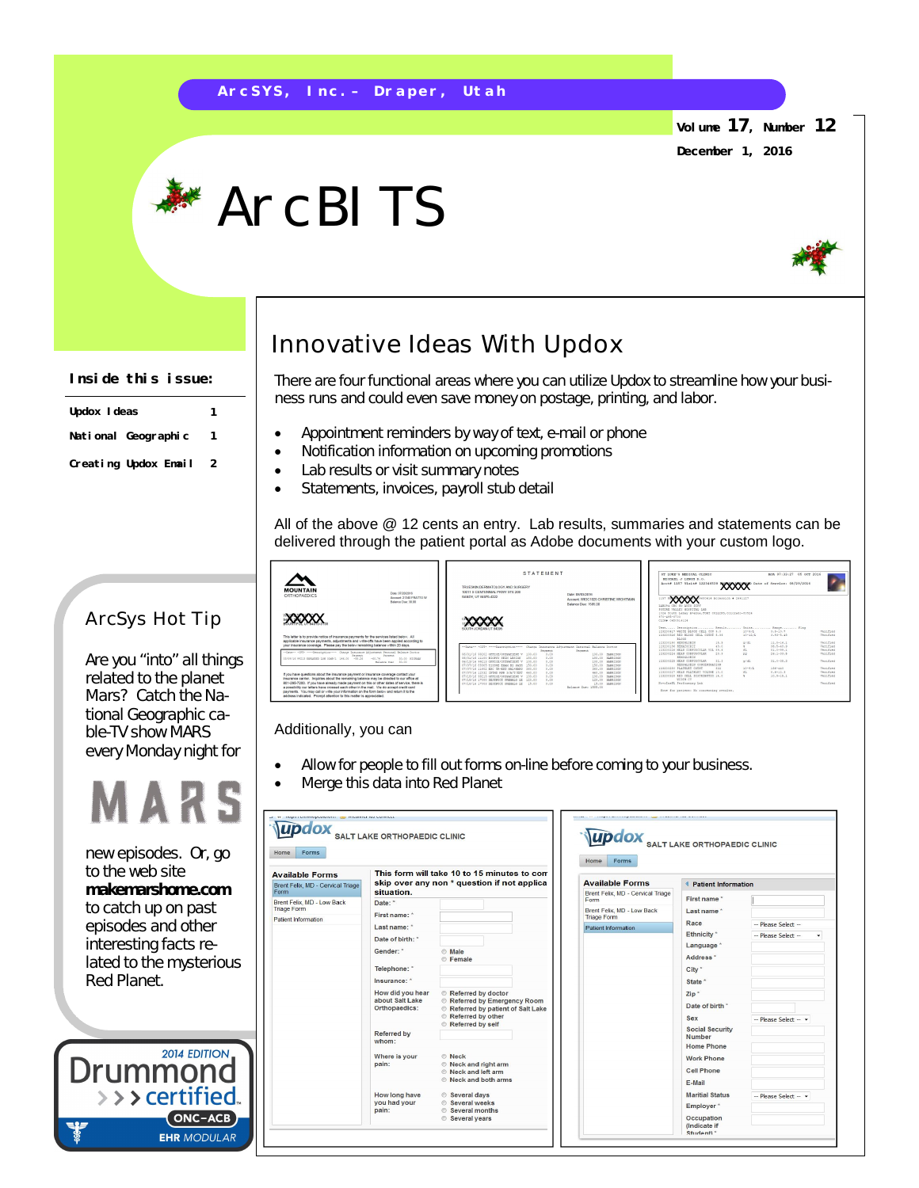ArcSYS, Inc. – Draper, Utah

Volume 17, Number 12

December 1, 2016

# ArcBITS

**Inside this issue:**

| | |
|---|---|
| Updox Ideas | 1 |
| National Geographic | 1 |
| Creating Updox Email | 2 |

## ArcSys Hot Tip

Are you "into" all things related to the planet Mars? Catch the National Geographic cable-TV show MARS every Monday night for new episodes. Or, go to the web site **makemarshome.com** to catch up on past episodes and other interesting facts related to the mysterious Red Planet.

## Innovative Ideas With Updox

There are four functional areas where you can utilize Updox to streamline how your business runs and could even save money on postage, printing, and labor.

- Appointment reminders by way of text, e-mail or phone
- Notification information on upcoming promotions
- Lab results or visit summary notes
- Statements, invoices, payroll stub detail

All of the above @ 12 cents an entry. Lab results, summaries and statements can be delivered through the patient portal as Adobe documents with your custom logo.

Additionally, you can

- Allow for people to fill out forms on-line before coming to your business.
- Merge this data into Red Planet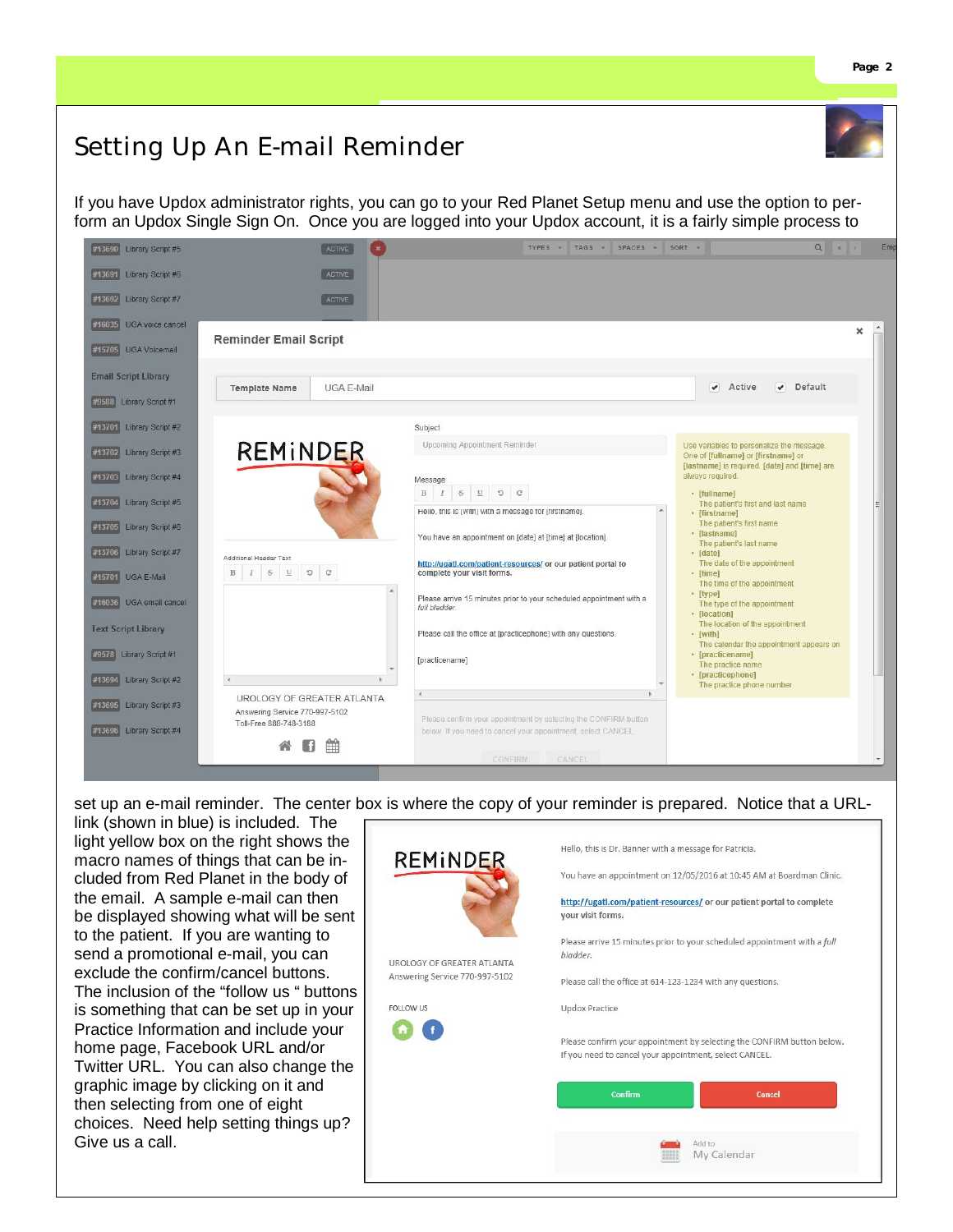# Setting Up An E-mail Reminder

If you have Updox administrator rights, you can go to your Red Planet Setup menu and use the option to perform an Updox Single Sign On. Once you are logged into your Updox account, it is a fairly simple process to set up an e-mail reminder. The center box is where the copy of your reminder is prepared. Notice that a URL-link (shown in blue) is included. The light yellow box on the right shows the macro names of things that can be included from Red Planet in the body of the email. A sample e-mail can then be displayed showing what will be sent to the patient. If you are wanting to send a promotional e-mail, you can exclude the confirm/cancel buttons. The inclusion of the "follow us " buttons is something that can be set up in your Practice Information and include your home page, Facebook URL and/or Twitter URL. You can also change the graphic image by clicking on it and then selecting from one of eight choices. Need help setting things up? Give us a call.